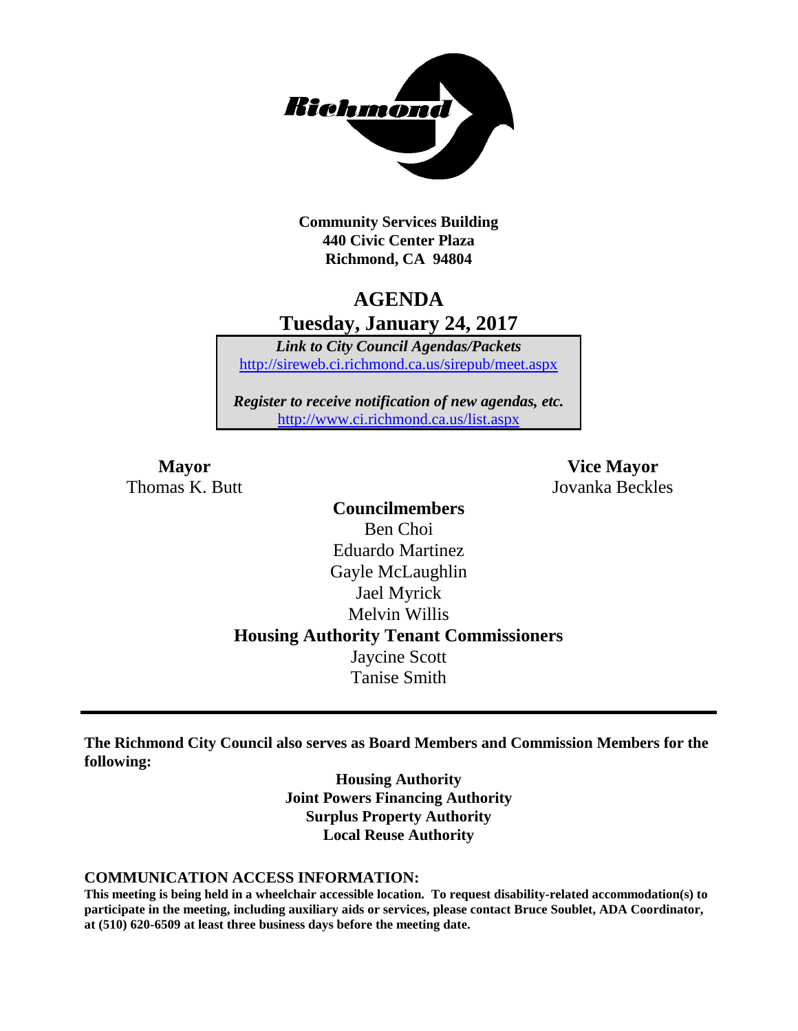Richmond

**Community Services Building**
**440 Civic Center Plaza**
**Richmond, CA 94804**

# AGENDA
## Tuesday, January 24, 2017

***Link to City Council Agendas/Packets***
http://sireweb.ci.richmond.ca.us/sirepub/meet.aspx

***Register to receive notification of new agendas, etc.***
http://www.ci.richmond.ca.us/list.aspx

**Mayor**
Thomas K. Butt

**Vice Mayor**
Jovanka Beckles

**Councilmembers**
Ben Choi
Eduardo Martinez
Gayle McLaughlin
Jael Myrick
Melvin Willis

**Housing Authority Tenant Commissioners**
Jaycine Scott
Tanise Smith

---

**The Richmond City Council also serves as Board Members and Commission Members for the following:**

**Housing Authority**
**Joint Powers Financing Authority**
**Surplus Property Authority**
**Local Reuse Authority**

**COMMUNICATION ACCESS INFORMATION:**

**This meeting is being held in a wheelchair accessible location. To request disability-related accommodation(s) to participate in the meeting, including auxiliary aids or services, please contact Bruce Soublet, ADA Coordinator, at (510) 620-6509 at least three business days before the meeting date.**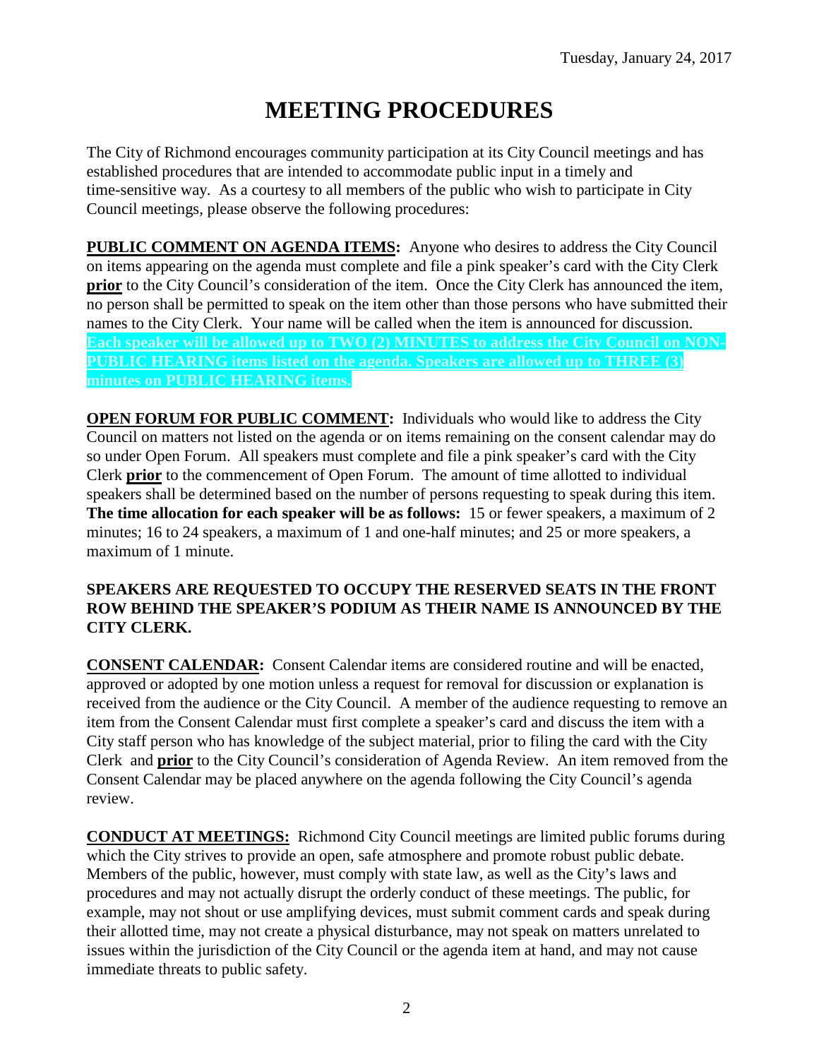Tuesday, January 24, 2017

# MEETING PROCEDURES

The City of Richmond encourages community participation at its City Council meetings and has established procedures that are intended to accommodate public input in a timely and time-sensitive way. As a courtesy to all members of the public who wish to participate in City Council meetings, please observe the following procedures:

**PUBLIC COMMENT ON AGENDA ITEMS:** Anyone who desires to address the City Council on items appearing on the agenda must complete and file a pink speaker's card with the City Clerk **prior** to the City Council's consideration of the item. Once the City Clerk has announced the item, no person shall be permitted to speak on the item other than those persons who have submitted their names to the City Clerk. Your name will be called when the item is announced for discussion. **Each speaker will be allowed up to TWO (2) MINUTES to address the City Council on NON-PUBLIC HEARING items listed on the agenda. Speakers are allowed up to THREE (3) minutes on PUBLIC HEARING items.**

**OPEN FORUM FOR PUBLIC COMMENT:** Individuals who would like to address the City Council on matters not listed on the agenda or on items remaining on the consent calendar may do so under Open Forum. All speakers must complete and file a pink speaker's card with the City Clerk **prior** to the commencement of Open Forum. The amount of time allotted to individual speakers shall be determined based on the number of persons requesting to speak during this item. **The time allocation for each speaker will be as follows:** 15 or fewer speakers, a maximum of 2 minutes; 16 to 24 speakers, a maximum of 1 and one-half minutes; and 25 or more speakers, a maximum of 1 minute.

**SPEAKERS ARE REQUESTED TO OCCUPY THE RESERVED SEATS IN THE FRONT ROW BEHIND THE SPEAKER'S PODIUM AS THEIR NAME IS ANNOUNCED BY THE CITY CLERK.**

**CONSENT CALENDAR:** Consent Calendar items are considered routine and will be enacted, approved or adopted by one motion unless a request for removal for discussion or explanation is received from the audience or the City Council. A member of the audience requesting to remove an item from the Consent Calendar must first complete a speaker's card and discuss the item with a City staff person who has knowledge of the subject material, prior to filing the card with the City Clerk and **prior** to the City Council's consideration of Agenda Review. An item removed from the Consent Calendar may be placed anywhere on the agenda following the City Council's agenda review.

**CONDUCT AT MEETINGS:** Richmond City Council meetings are limited public forums during which the City strives to provide an open, safe atmosphere and promote robust public debate. Members of the public, however, must comply with state law, as well as the City's laws and procedures and may not actually disrupt the orderly conduct of these meetings. The public, for example, may not shout or use amplifying devices, must submit comment cards and speak during their allotted time, may not create a physical disturbance, may not speak on matters unrelated to issues within the jurisdiction of the City Council or the agenda item at hand, and may not cause immediate threats to public safety.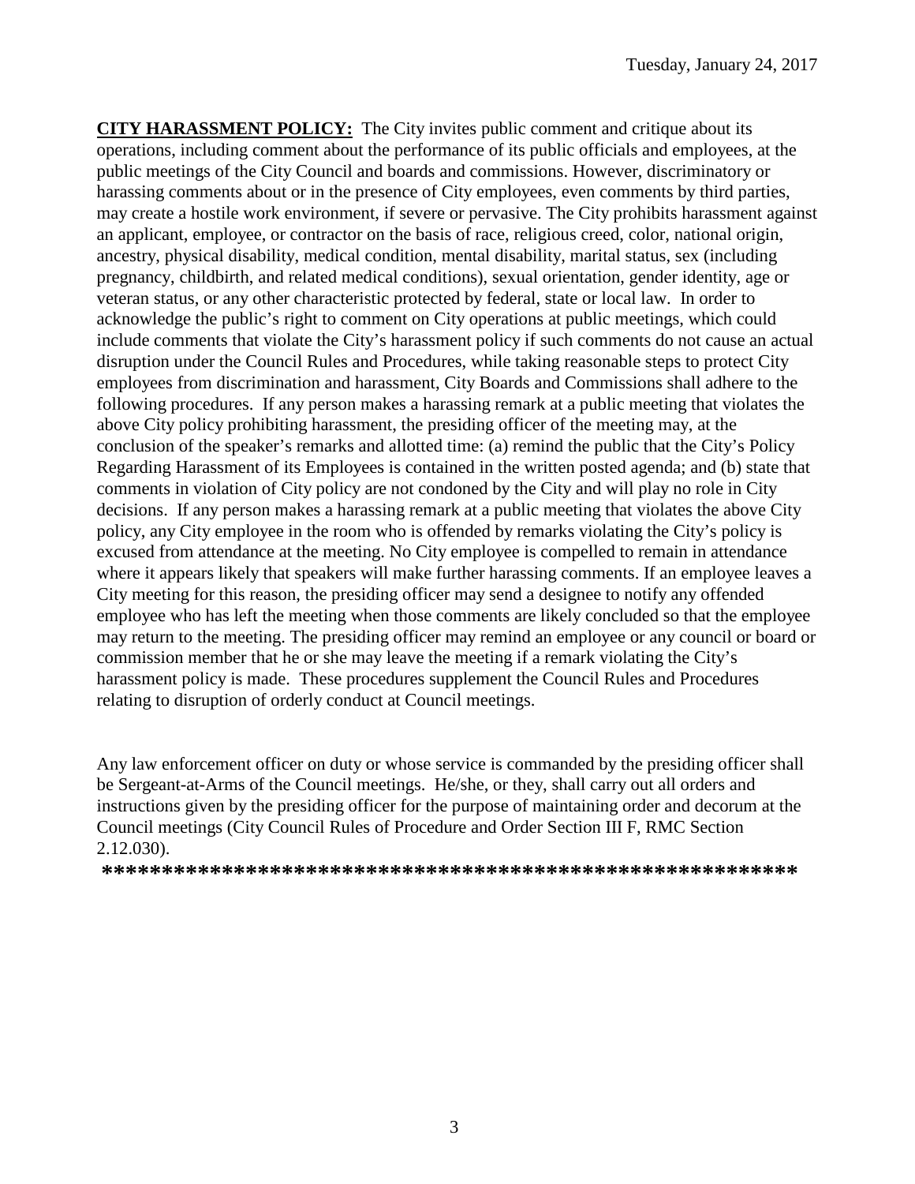**CITY HARASSMENT POLICY:** The City invites public comment and critique about its operations, including comment about the performance of its public officials and employees, at the public meetings of the City Council and boards and commissions. However, discriminatory or harassing comments about or in the presence of City employees, even comments by third parties, may create a hostile work environment, if severe or pervasive. The City prohibits harassment against an applicant, employee, or contractor on the basis of race, religious creed, color, national origin, ancestry, physical disability, medical condition, mental disability, marital status, sex (including pregnancy, childbirth, and related medical conditions), sexual orientation, gender identity, age or veteran status, or any other characteristic protected by federal, state or local law. In order to acknowledge the public's right to comment on City operations at public meetings, which could include comments that violate the City's harassment policy if such comments do not cause an actual disruption under the Council Rules and Procedures, while taking reasonable steps to protect City employees from discrimination and harassment, City Boards and Commissions shall adhere to the following procedures. If any person makes a harassing remark at a public meeting that violates the above City policy prohibiting harassment, the presiding officer of the meeting may, at the conclusion of the speaker's remarks and allotted time: (a) remind the public that the City's Policy Regarding Harassment of its Employees is contained in the written posted agenda; and (b) state that comments in violation of City policy are not condoned by the City and will play no role in City decisions. If any person makes a harassing remark at a public meeting that violates the above City policy, any City employee in the room who is offended by remarks violating the City's policy is excused from attendance at the meeting. No City employee is compelled to remain in attendance where it appears likely that speakers will make further harassing comments. If an employee leaves a City meeting for this reason, the presiding officer may send a designee to notify any offended employee who has left the meeting when those comments are likely concluded so that the employee may return to the meeting. The presiding officer may remind an employee or any council or board or commission member that he or she may leave the meeting if a remark violating the City's harassment policy is made. These procedures supplement the Council Rules and Procedures relating to disruption of orderly conduct at Council meetings.

Any law enforcement officer on duty or whose service is commanded by the presiding officer shall be Sergeant-at-Arms of the Council meetings. He/she, or they, shall carry out all orders and instructions given by the presiding officer for the purpose of maintaining order and decorum at the Council meetings (City Council Rules of Procedure and Order Section III F, RMC Section 2.12.030).

**\*\*\*\*\*\*\*\*\*\*\*\*\*\*\*\*\*\*\*\*\*\*\*\*\*\*\*\*\*\*\*\*\*\*\*\*\*\*\*\*\*\*\*\*\*\*\*\*\*\*\*\*\*\*\*\*\*\*\*\***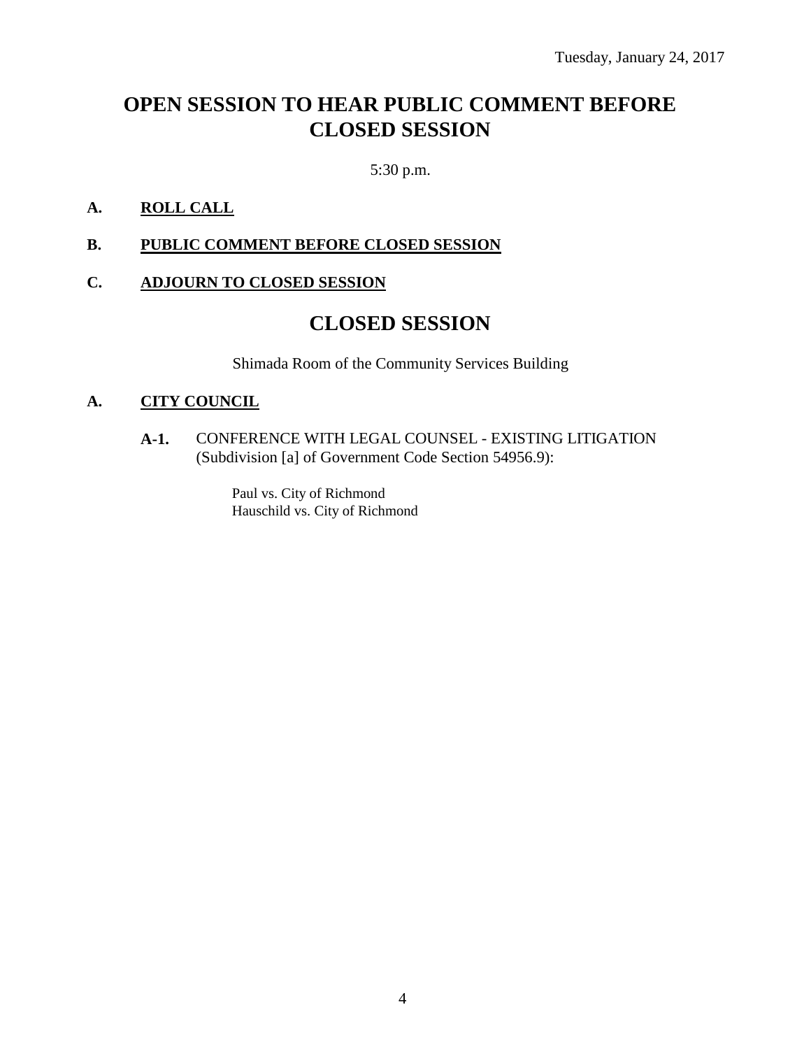Tuesday, January 24, 2017

# OPEN SESSION TO HEAR PUBLIC COMMENT BEFORE CLOSED SESSION

5:30 p.m.

**A. ROLL CALL**

**B. PUBLIC COMMENT BEFORE CLOSED SESSION**

**C. ADJOURN TO CLOSED SESSION**

# CLOSED SESSION

Shimada Room of the Community Services Building

**A. CITY COUNCIL**

**A-1.** CONFERENCE WITH LEGAL COUNSEL - EXISTING LITIGATION (Subdivision [a] of Government Code Section 54956.9):

Paul vs. City of Richmond
Hauschild vs. City of Richmond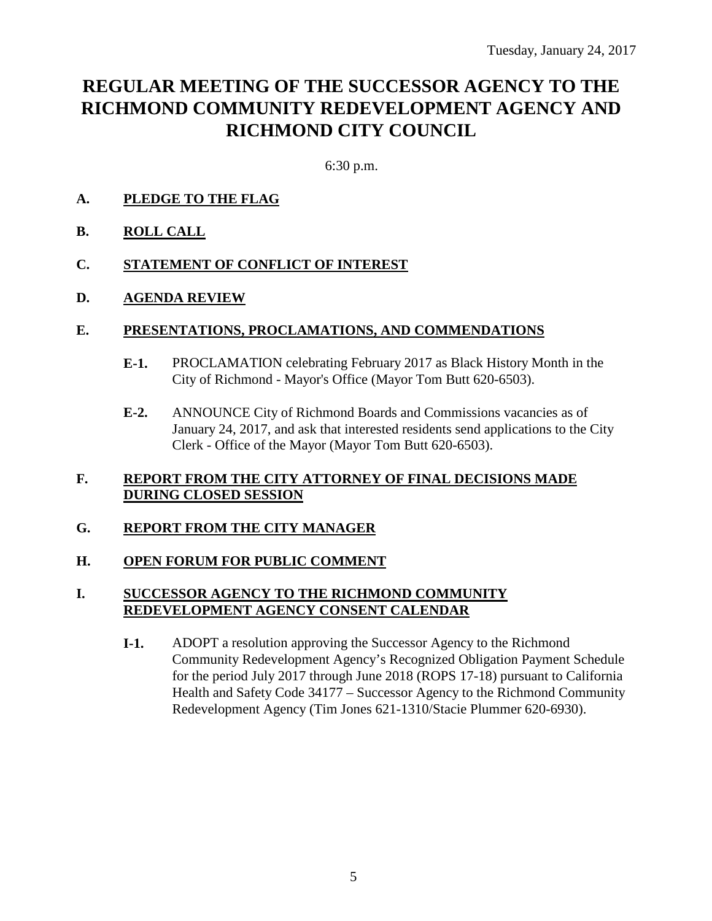Tuesday, January 24, 2017

# REGULAR MEETING OF THE SUCCESSOR AGENCY TO THE RICHMOND COMMUNITY REDEVELOPMENT AGENCY AND RICHMOND CITY COUNCIL

6:30 p.m.

**A. PLEDGE TO THE FLAG**

**B. ROLL CALL**

**C. STATEMENT OF CONFLICT OF INTEREST**

**D. AGENDA REVIEW**

**E. PRESENTATIONS, PROCLAMATIONS, AND COMMENDATIONS**

**E-1.** PROCLAMATION celebrating February 2017 as Black History Month in the City of Richmond - Mayor's Office (Mayor Tom Butt 620-6503).

**E-2.** ANNOUNCE City of Richmond Boards and Commissions vacancies as of January 24, 2017, and ask that interested residents send applications to the City Clerk - Office of the Mayor (Mayor Tom Butt 620-6503).

**F. REPORT FROM THE CITY ATTORNEY OF FINAL DECISIONS MADE DURING CLOSED SESSION**

**G. REPORT FROM THE CITY MANAGER**

**H. OPEN FORUM FOR PUBLIC COMMENT**

**I. SUCCESSOR AGENCY TO THE RICHMOND COMMUNITY REDEVELOPMENT AGENCY CONSENT CALENDAR**

**I-1.** ADOPT a resolution approving the Successor Agency to the Richmond Community Redevelopment Agency's Recognized Obligation Payment Schedule for the period July 2017 through June 2018 (ROPS 17-18) pursuant to California Health and Safety Code 34177 – Successor Agency to the Richmond Community Redevelopment Agency (Tim Jones 621-1310/Stacie Plummer 620-6930).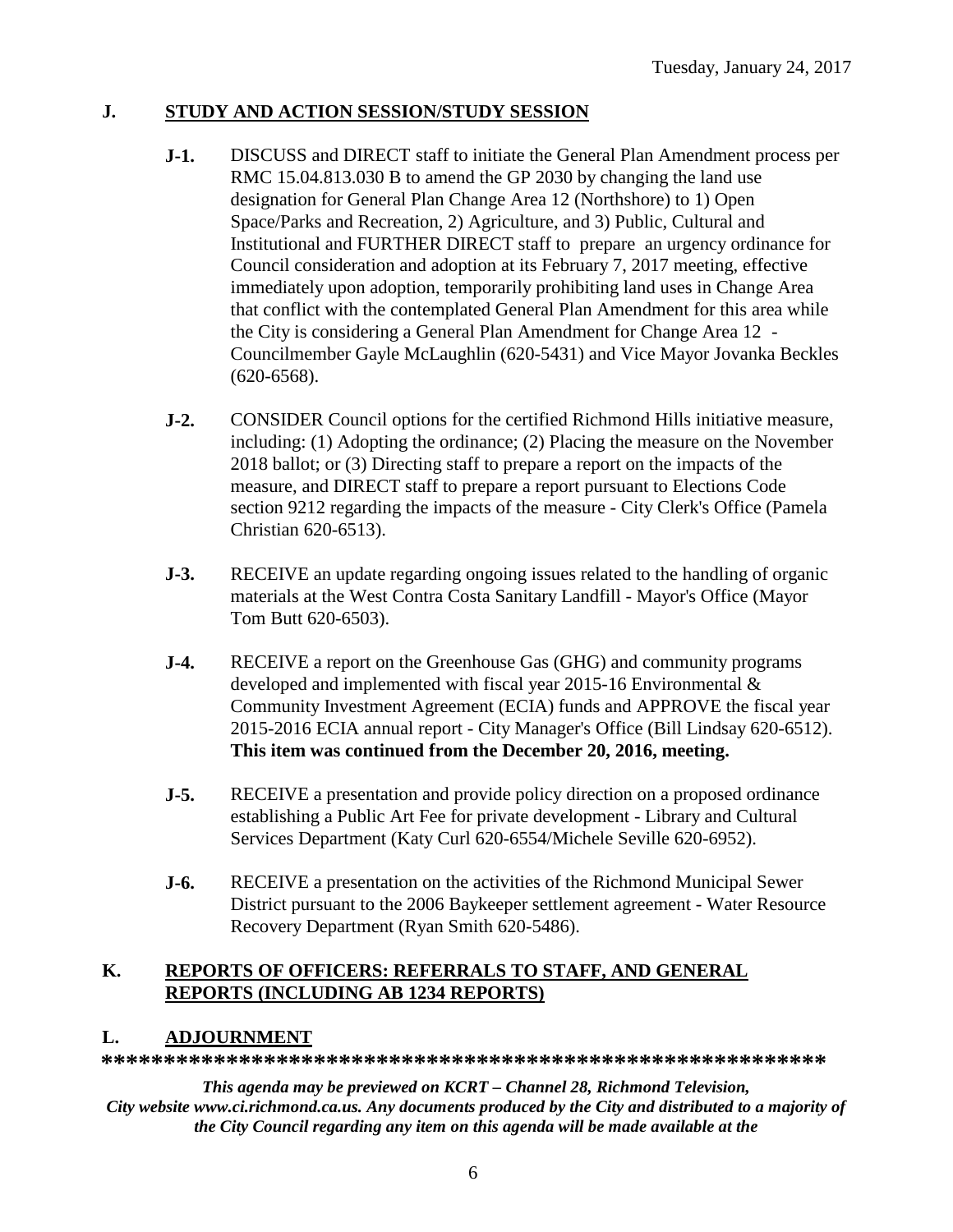## J. STUDY AND ACTION SESSION/STUDY SESSION

**J-1.** DISCUSS and DIRECT staff to initiate the General Plan Amendment process per RMC 15.04.813.030 B to amend the GP 2030 by changing the land use designation for General Plan Change Area 12 (Northshore) to 1) Open Space/Parks and Recreation, 2) Agriculture, and 3) Public, Cultural and Institutional and FURTHER DIRECT staff to prepare an urgency ordinance for Council consideration and adoption at its February 7, 2017 meeting, effective immediately upon adoption, temporarily prohibiting land uses in Change Area that conflict with the contemplated General Plan Amendment for this area while the City is considering a General Plan Amendment for Change Area 12 - Councilmember Gayle McLaughlin (620-5431) and Vice Mayor Jovanka Beckles (620-6568).

**J-2.** CONSIDER Council options for the certified Richmond Hills initiative measure, including: (1) Adopting the ordinance; (2) Placing the measure on the November 2018 ballot; or (3) Directing staff to prepare a report on the impacts of the measure, and DIRECT staff to prepare a report pursuant to Elections Code section 9212 regarding the impacts of the measure - City Clerk's Office (Pamela Christian 620-6513).

**J-3.** RECEIVE an update regarding ongoing issues related to the handling of organic materials at the West Contra Costa Sanitary Landfill - Mayor's Office (Mayor Tom Butt 620-6503).

**J-4.** RECEIVE a report on the Greenhouse Gas (GHG) and community programs developed and implemented with fiscal year 2015-16 Environmental & Community Investment Agreement (ECIA) funds and APPROVE the fiscal year 2015-2016 ECIA annual report - City Manager's Office (Bill Lindsay 620-6512). **This item was continued from the December 20, 2016, meeting.**

**J-5.** RECEIVE a presentation and provide policy direction on a proposed ordinance establishing a Public Art Fee for private development - Library and Cultural Services Department (Katy Curl 620-6554/Michele Seville 620-6952).

**J-6.** RECEIVE a presentation on the activities of the Richmond Municipal Sewer District pursuant to the 2006 Baykeeper settlement agreement - Water Resource Recovery Department (Ryan Smith 620-5486).

## K. REPORTS OF OFFICERS: REFERRALS TO STAFF, AND GENERAL REPORTS (INCLUDING AB 1234 REPORTS)

## L. ADJOURNMENT

**************************************************************

*This agenda may be previewed on KCRT – Channel 28, Richmond Television, City website www.ci.richmond.ca.us. Any documents produced by the City and distributed to a majority of the City Council regarding any item on this agenda will be made available at the*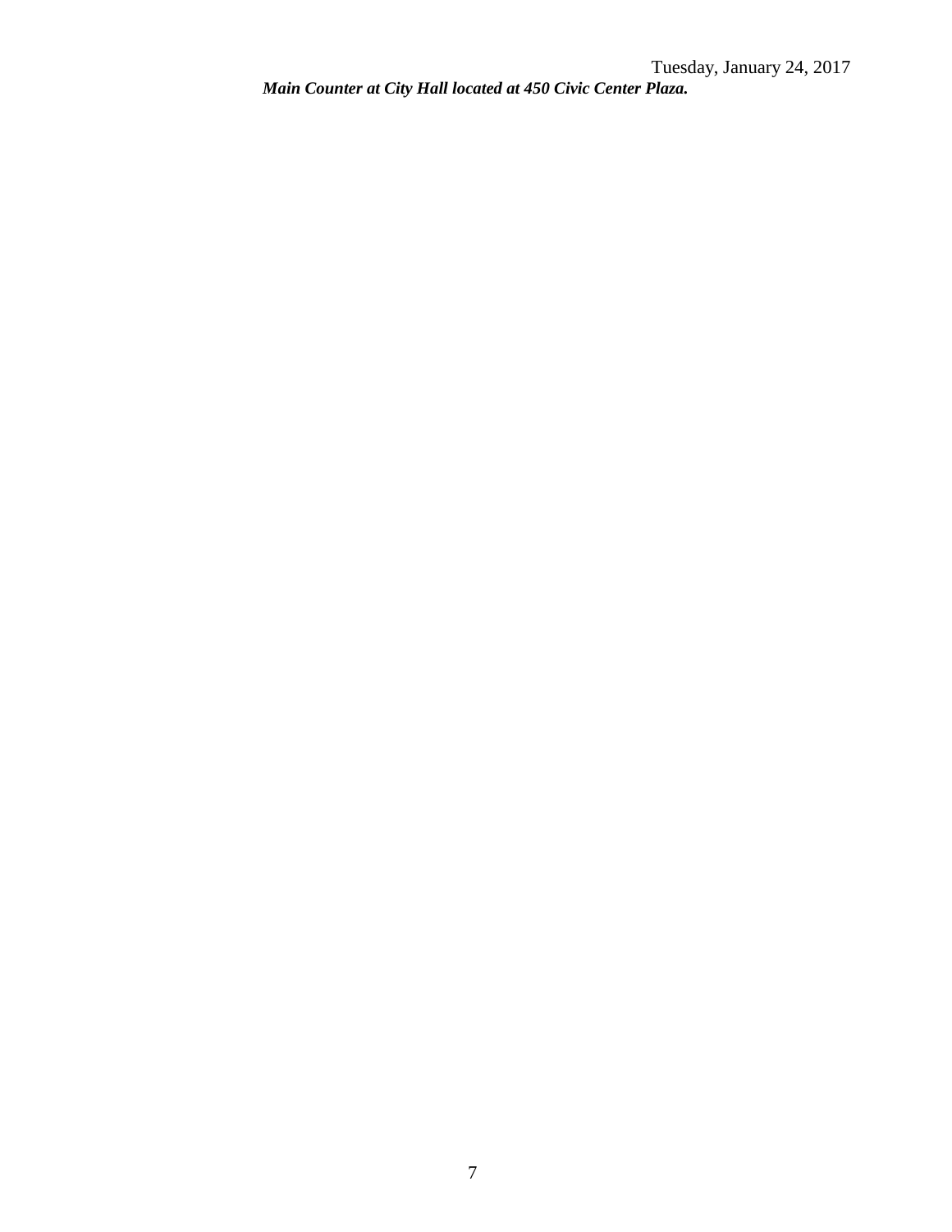***Main Counter at City Hall located at 450 Civic Center Plaza.***